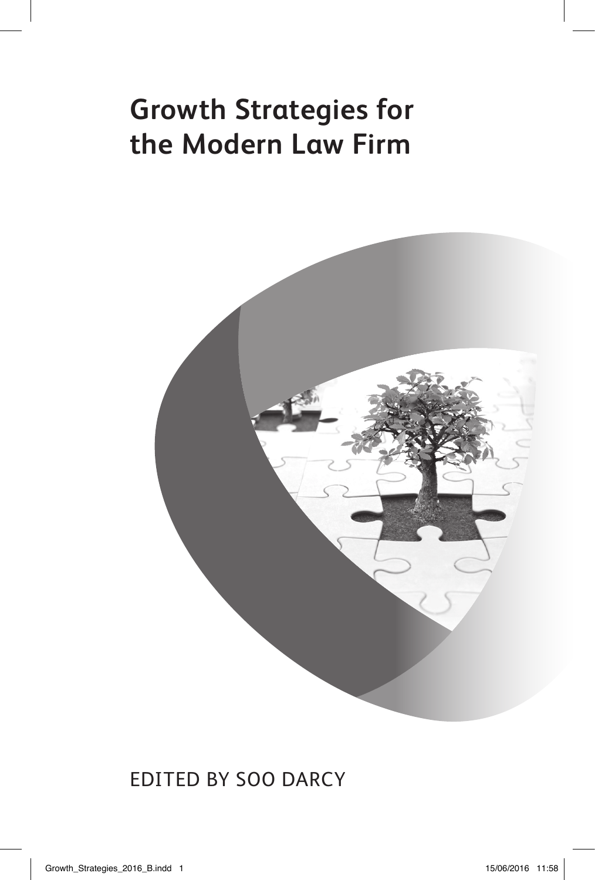# Growth Strategies for the Modern Law Firm

EDITED BY SOO DARCY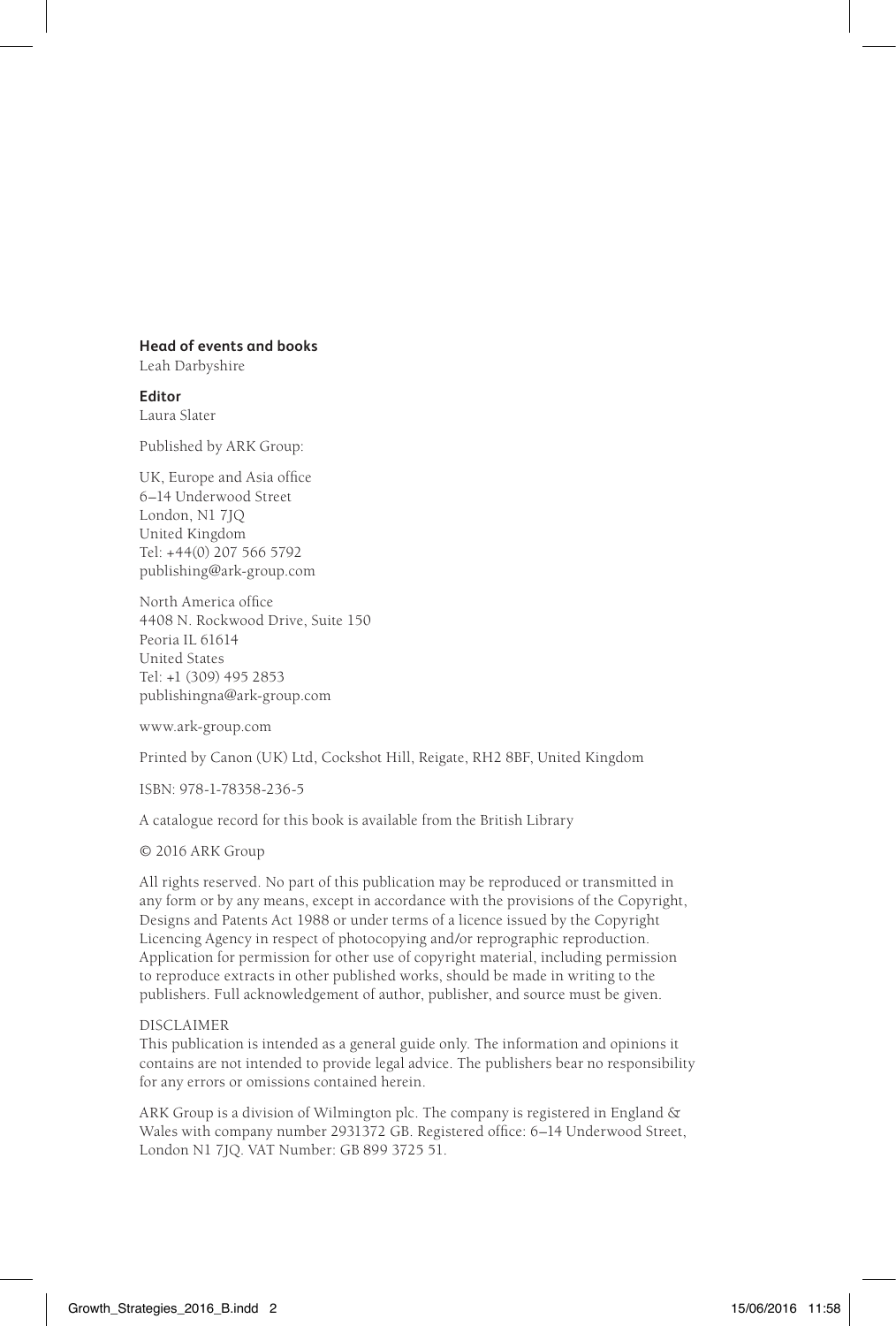**Head of events and books**
Leah Darbyshire

**Editor**
Laura Slater

Published by ARK Group:

UK, Europe and Asia office
6–14 Underwood Street
London, N1 7JQ
United Kingdom
Tel: +44(0) 207 566 5792
publishing@ark-group.com

North America office
4408 N. Rockwood Drive, Suite 150
Peoria IL 61614
United States
Tel: +1 (309) 495 2853
publishingna@ark-group.com

www.ark-group.com

Printed by Canon (UK) Ltd, Cockshot Hill, Reigate, RH2 8BF, United Kingdom

ISBN: 978-1-78358-236-5

A catalogue record for this book is available from the British Library

© 2016 ARK Group

All rights reserved. No part of this publication may be reproduced or transmitted in any form or by any means, except in accordance with the provisions of the Copyright, Designs and Patents Act 1988 or under terms of a licence issued by the Copyright Licencing Agency in respect of photocopying and/or reprographic reproduction. Application for permission for other use of copyright material, including permission to reproduce extracts in other published works, should be made in writing to the publishers. Full acknowledgement of author, publisher, and source must be given.

DISCLAIMER
This publication is intended as a general guide only. The information and opinions it contains are not intended to provide legal advice. The publishers bear no responsibility for any errors or omissions contained herein.

ARK Group is a division of Wilmington plc. The company is registered in England & Wales with company number 2931372 GB. Registered office: 6–14 Underwood Street, London N1 7JQ. VAT Number: GB 899 3725 51.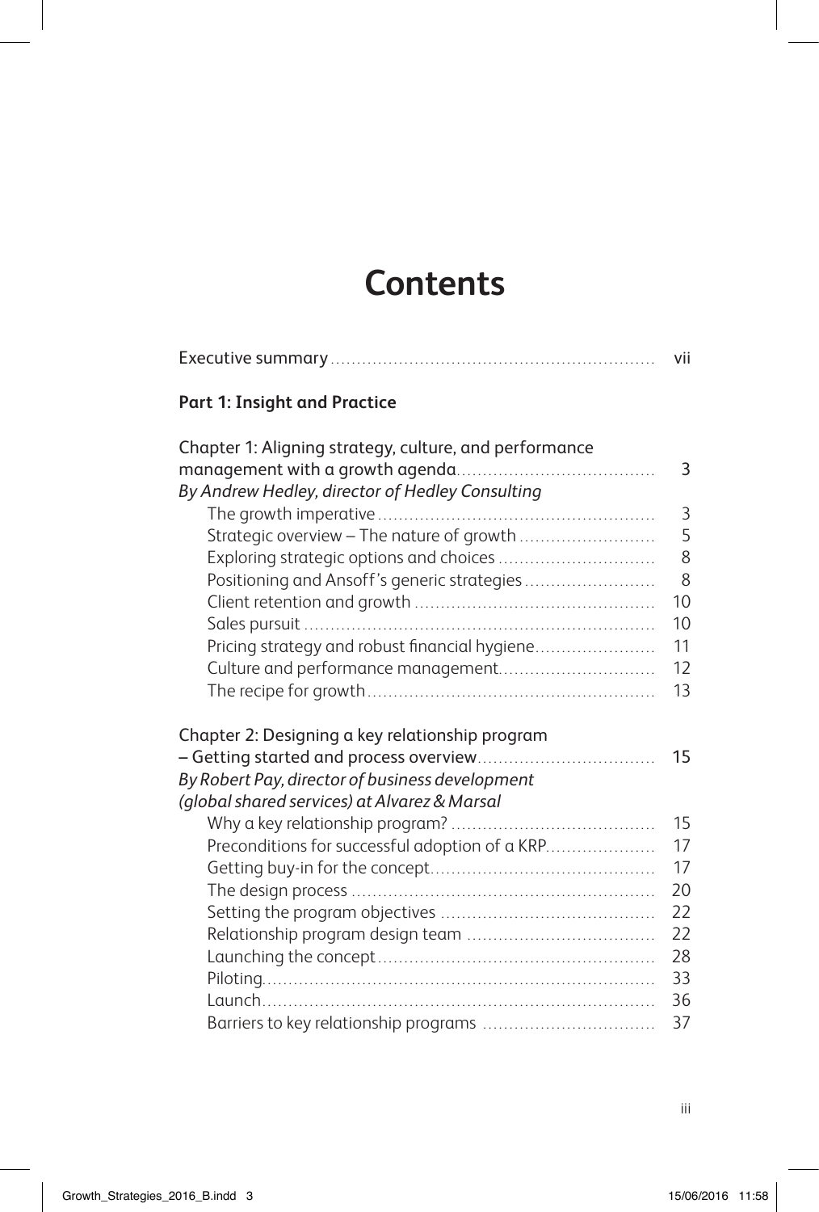# Contents

Executive summary ........ vii

**Part 1: Insight and Practice**

Chapter 1: Aligning strategy, culture, and performance management with a growth agenda ........ 3
*By Andrew Hedley, director of Hedley Consulting*

- The growth imperative ........ 3
- Strategic overview – The nature of growth ........ 5
- Exploring strategic options and choices ........ 8
- Positioning and Ansoff's generic strategies ........ 8
- Client retention and growth ........ 10
- Sales pursuit ........ 10
- Pricing strategy and robust financial hygiene ........ 11
- Culture and performance management ........ 12
- The recipe for growth ........ 13

Chapter 2: Designing a key relationship program – Getting started and process overview ........ 15
*By Robert Pay, director of business development (global shared services) at Alvarez & Marsal*

- Why a key relationship program? ........ 15
- Preconditions for successful adoption of a KRP ........ 17
- Getting buy-in for the concept ........ 17
- The design process ........ 20
- Setting the program objectives ........ 22
- Relationship program design team ........ 22
- Launching the concept ........ 28
- Piloting ........ 33
- Launch ........ 36
- Barriers to key relationship programs ........ 37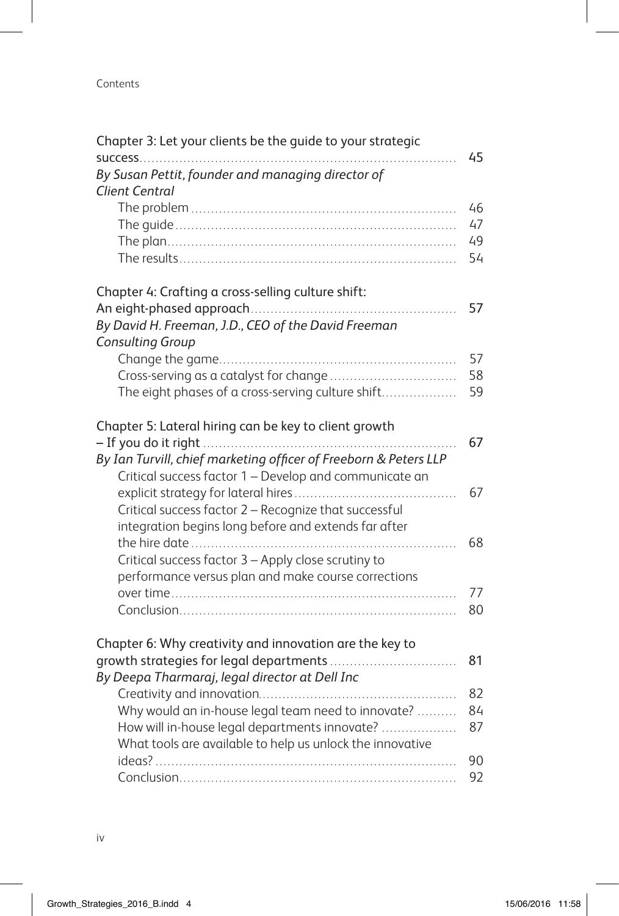Chapter 3: Let your clients be the guide to your strategic success ........ 45
*By Susan Pettit, founder and managing director of Client Central*

- The problem ........ 46
- The guide ........ 47
- The plan ........ 49
- The results ........ 54

Chapter 4: Crafting a cross-selling culture shift: An eight-phased approach ........ 57
*By David H. Freeman, J.D., CEO of the David Freeman Consulting Group*

- Change the game ........ 57
- Cross-serving as a catalyst for change ........ 58
- The eight phases of a cross-serving culture shift ........ 59

Chapter 5: Lateral hiring can be key to client growth – If you do it right ........ 67
*By Ian Turvill, chief marketing officer of Freeborn & Peters LLP*

- Critical success factor 1 – Develop and communicate an explicit strategy for lateral hires ........ 67
- Critical success factor 2 – Recognize that successful integration begins long before and extends far after the hire date ........ 68
- Critical success factor 3 – Apply close scrutiny to performance versus plan and make course corrections over time ........ 77
- Conclusion ........ 80

Chapter 6: Why creativity and innovation are the key to growth strategies for legal departments ........ 81
*By Deepa Tharmaraj, legal director at Dell Inc*

- Creativity and innovation ........ 82
- Why would an in-house legal team need to innovate? ........ 84
- How will in-house legal departments innovate? ........ 87
- What tools are available to help us unlock the innovative ideas? ........ 90
- Conclusion ........ 92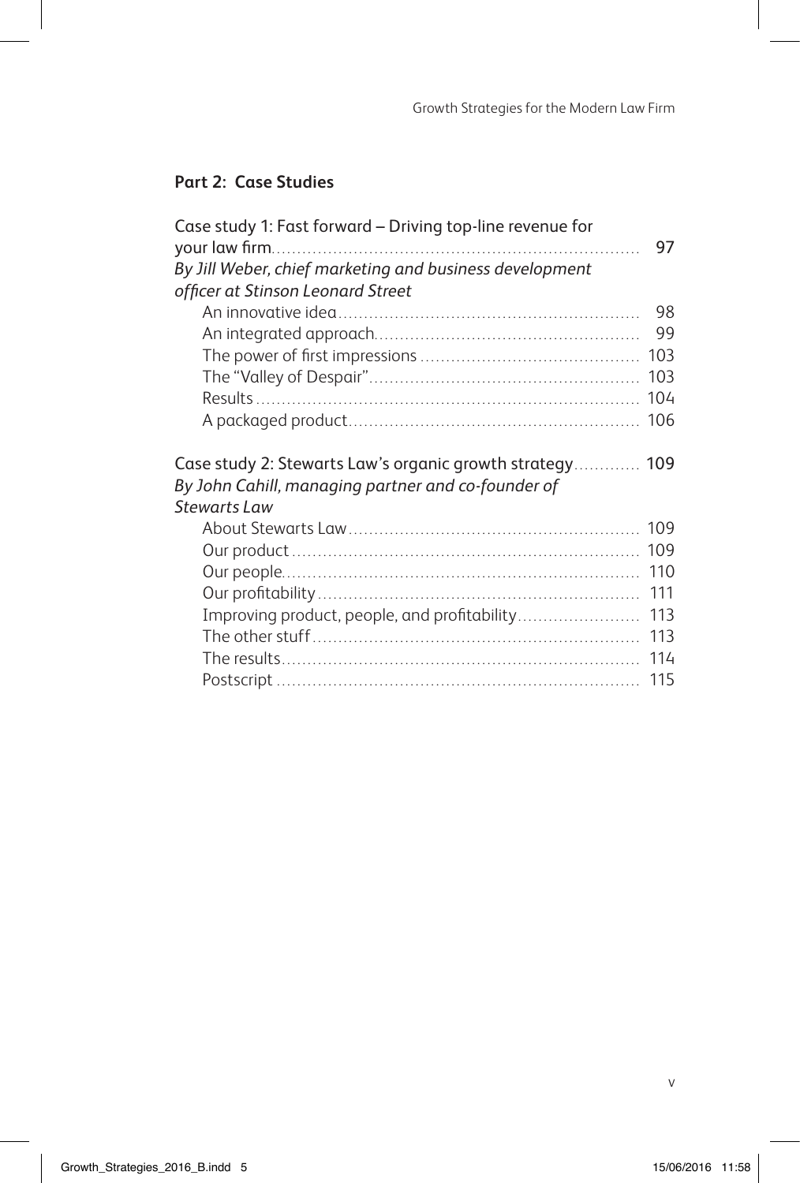## Part 2: Case Studies

Case study 1: Fast forward – Driving top-line revenue for your law firm ........ 97
*By Jill Weber, chief marketing and business development officer at Stinson Leonard Street*

- An innovative idea ........ 98
- An integrated approach ........ 99
- The power of first impressions ........ 103
- The "Valley of Despair" ........ 103
- Results ........ 104
- A packaged product ........ 106

Case study 2: Stewarts Law's organic growth strategy ........ 109
*By John Cahill, managing partner and co-founder of Stewarts Law*

- About Stewarts Law ........ 109
- Our product ........ 109
- Our people ........ 110
- Our profitability ........ 111
- Improving product, people, and profitability ........ 113
- The other stuff ........ 113
- The results ........ 114
- Postscript ........ 115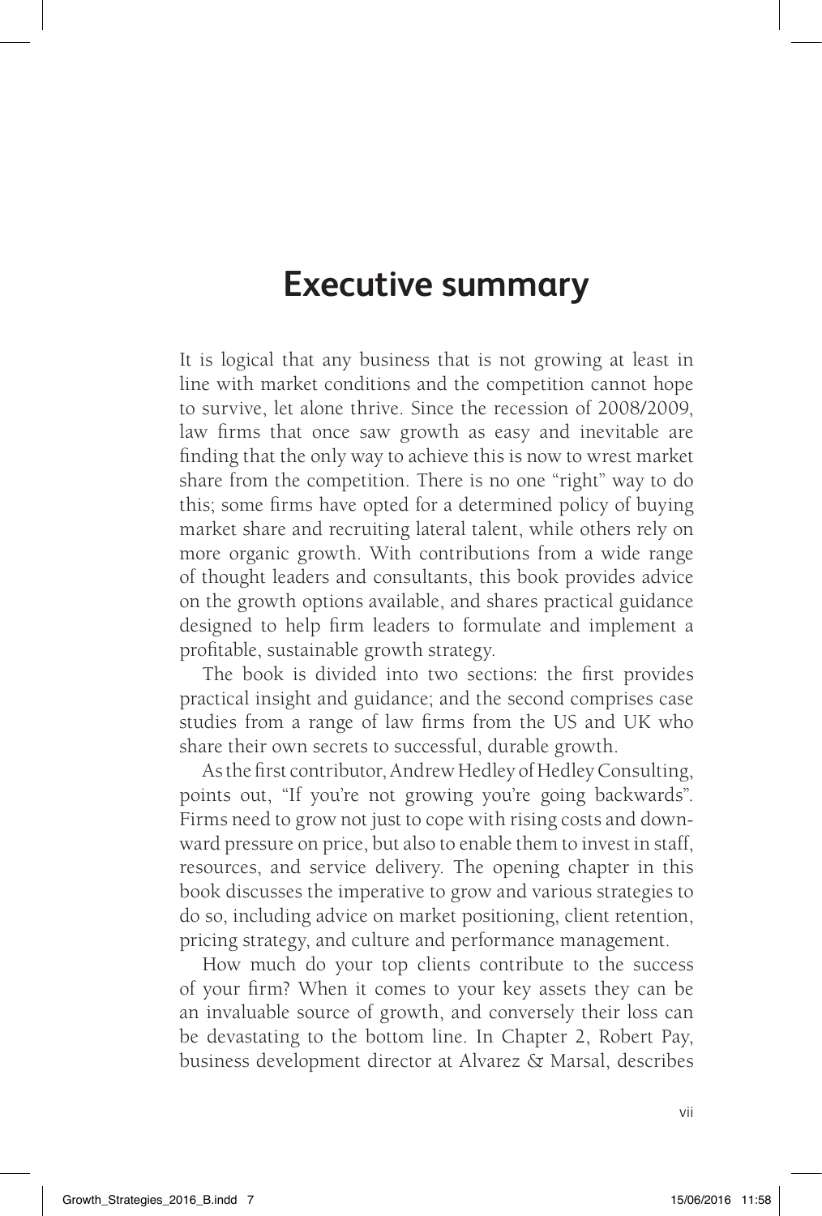# Executive summary

It is logical that any business that is not growing at least in line with market conditions and the competition cannot hope to survive, let alone thrive. Since the recession of 2008/2009, law firms that once saw growth as easy and inevitable are finding that the only way to achieve this is now to wrest market share from the competition. There is no one "right" way to do this; some firms have opted for a determined policy of buying market share and recruiting lateral talent, while others rely on more organic growth. With contributions from a wide range of thought leaders and consultants, this book provides advice on the growth options available, and shares practical guidance designed to help firm leaders to formulate and implement a profitable, sustainable growth strategy.

The book is divided into two sections: the first provides practical insight and guidance; and the second comprises case studies from a range of law firms from the US and UK who share their own secrets to successful, durable growth.

As the first contributor, Andrew Hedley of Hedley Consulting, points out, "If you're not growing you're going backwards". Firms need to grow not just to cope with rising costs and downward pressure on price, but also to enable them to invest in staff, resources, and service delivery. The opening chapter in this book discusses the imperative to grow and various strategies to do so, including advice on market positioning, client retention, pricing strategy, and culture and performance management.

How much do your top clients contribute to the success of your firm? When it comes to your key assets they can be an invaluable source of growth, and conversely their loss can be devastating to the bottom line. In Chapter 2, Robert Pay, business development director at Alvarez & Marsal, describes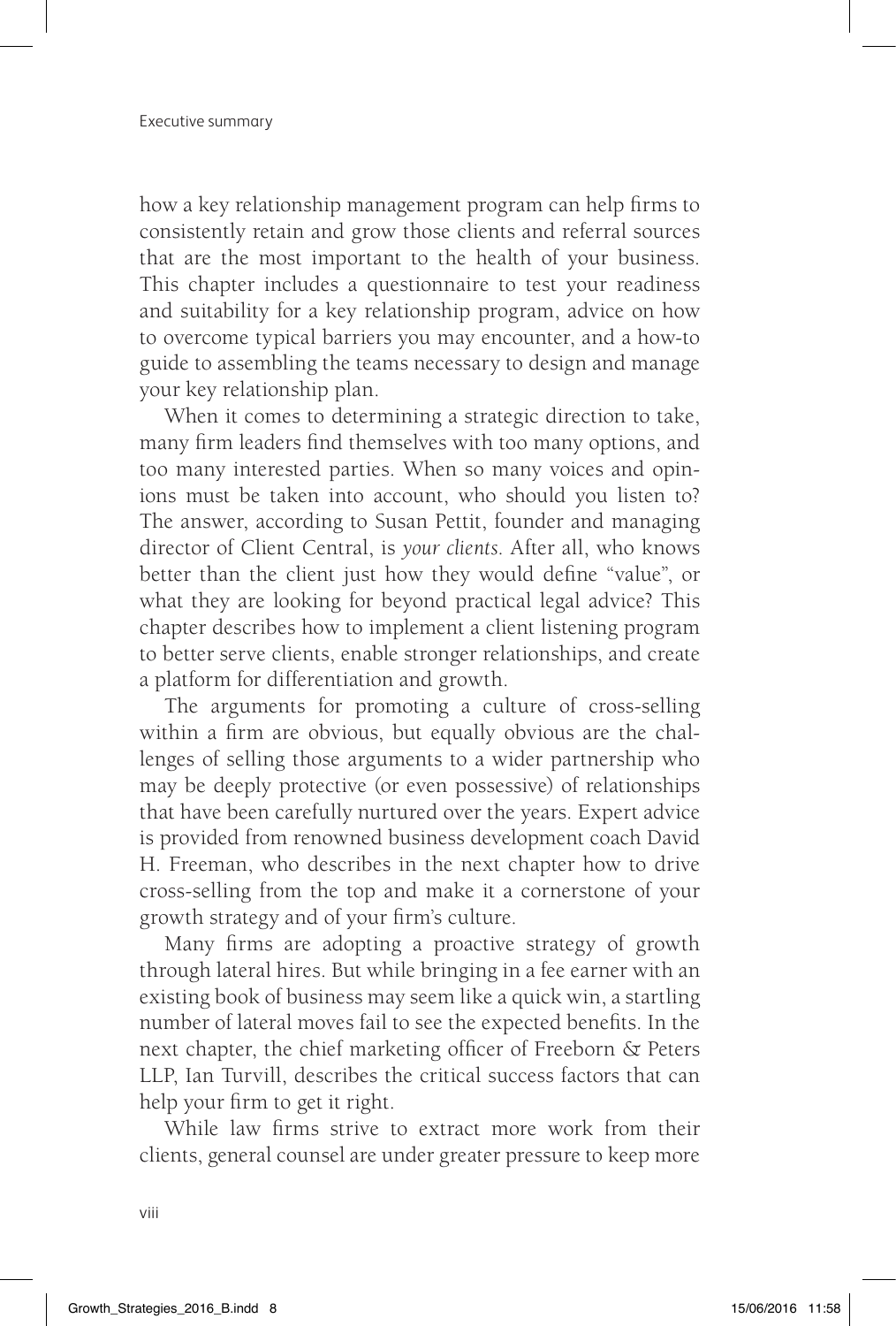how a key relationship management program can help firms to consistently retain and grow those clients and referral sources that are the most important to the health of your business. This chapter includes a questionnaire to test your readiness and suitability for a key relationship program, advice on how to overcome typical barriers you may encounter, and a how-to guide to assembling the teams necessary to design and manage your key relationship plan.

When it comes to determining a strategic direction to take, many firm leaders find themselves with too many options, and too many interested parties. When so many voices and opinions must be taken into account, who should you listen to? The answer, according to Susan Pettit, founder and managing director of Client Central, is *your clients*. After all, who knows better than the client just how they would define "value", or what they are looking for beyond practical legal advice? This chapter describes how to implement a client listening program to better serve clients, enable stronger relationships, and create a platform for differentiation and growth.

The arguments for promoting a culture of cross-selling within a firm are obvious, but equally obvious are the challenges of selling those arguments to a wider partnership who may be deeply protective (or even possessive) of relationships that have been carefully nurtured over the years. Expert advice is provided from renowned business development coach David H. Freeman, who describes in the next chapter how to drive cross-selling from the top and make it a cornerstone of your growth strategy and of your firm's culture.

Many firms are adopting a proactive strategy of growth through lateral hires. But while bringing in a fee earner with an existing book of business may seem like a quick win, a startling number of lateral moves fail to see the expected benefits. In the next chapter, the chief marketing officer of Freeborn & Peters LLP, Ian Turvill, describes the critical success factors that can help your firm to get it right.

While law firms strive to extract more work from their clients, general counsel are under greater pressure to keep more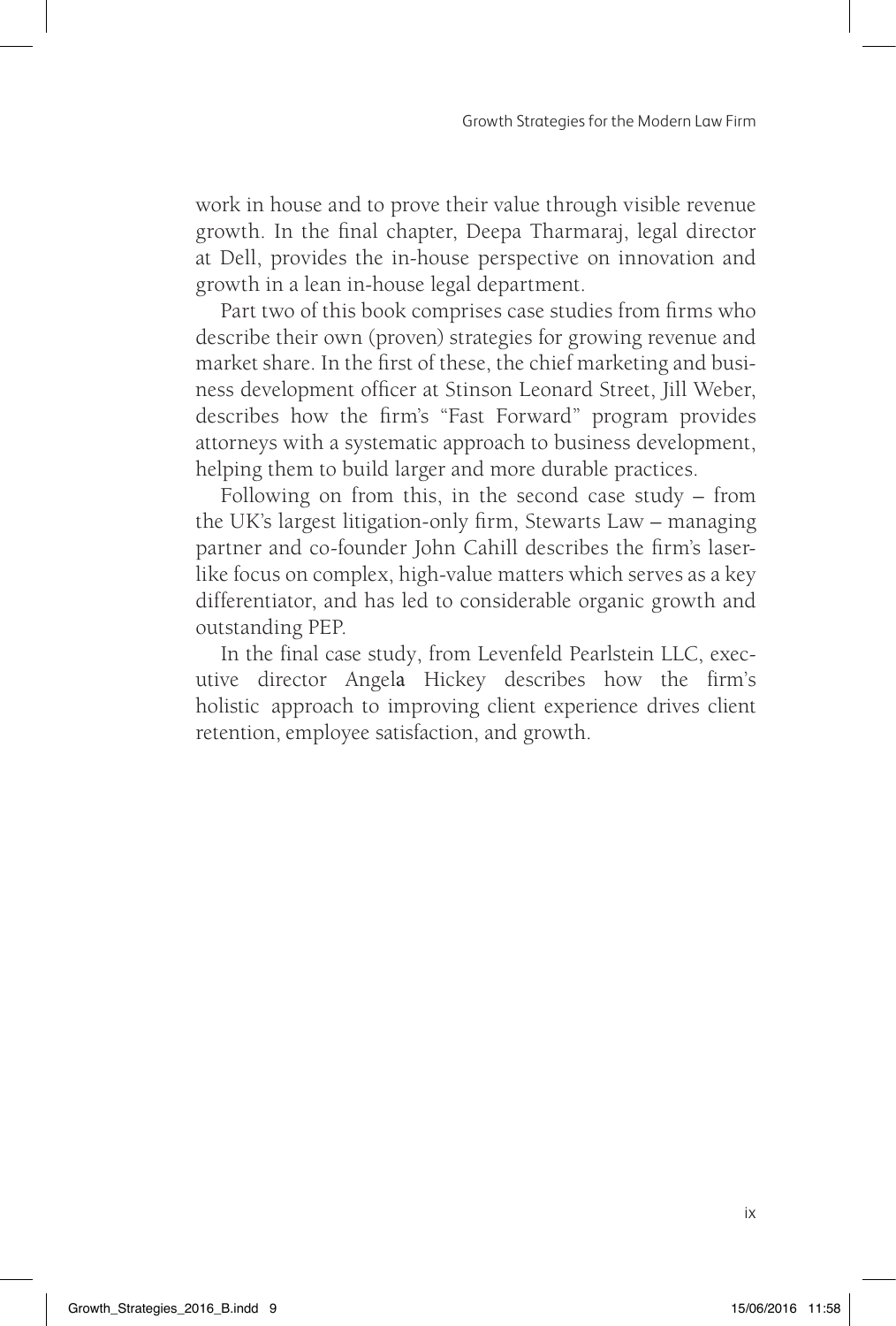work in house and to prove their value through visible revenue growth. In the final chapter, Deepa Tharmaraj, legal director at Dell, provides the in-house perspective on innovation and growth in a lean in-house legal department.

Part two of this book comprises case studies from firms who describe their own (proven) strategies for growing revenue and market share. In the first of these, the chief marketing and business development officer at Stinson Leonard Street, Jill Weber, describes how the firm's "Fast Forward" program provides attorneys with a systematic approach to business development, helping them to build larger and more durable practices.

Following on from this, in the second case study – from the UK's largest litigation-only firm, Stewarts Law – managing partner and co-founder John Cahill describes the firm's laser-like focus on complex, high-value matters which serves as a key differentiator, and has led to considerable organic growth and outstanding PEP.

In the final case study, from Levenfeld Pearlstein LLC, executive director Angela Hickey describes how the firm's holistic approach to improving client experience drives client retention, employee satisfaction, and growth.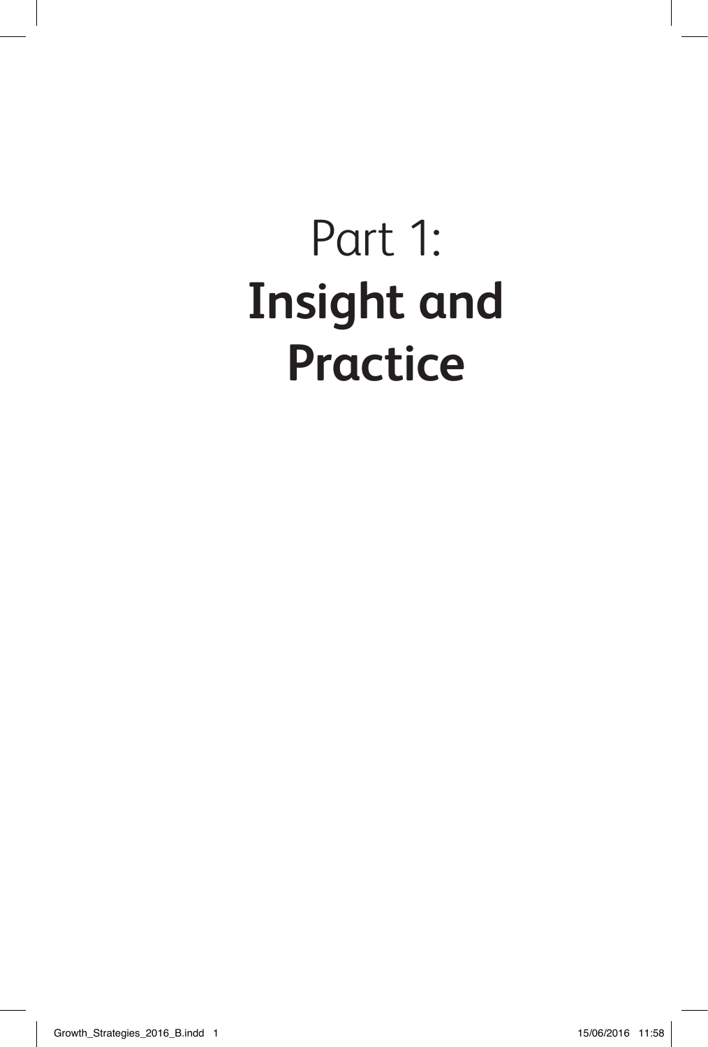# Part 1: **Insight and Practice**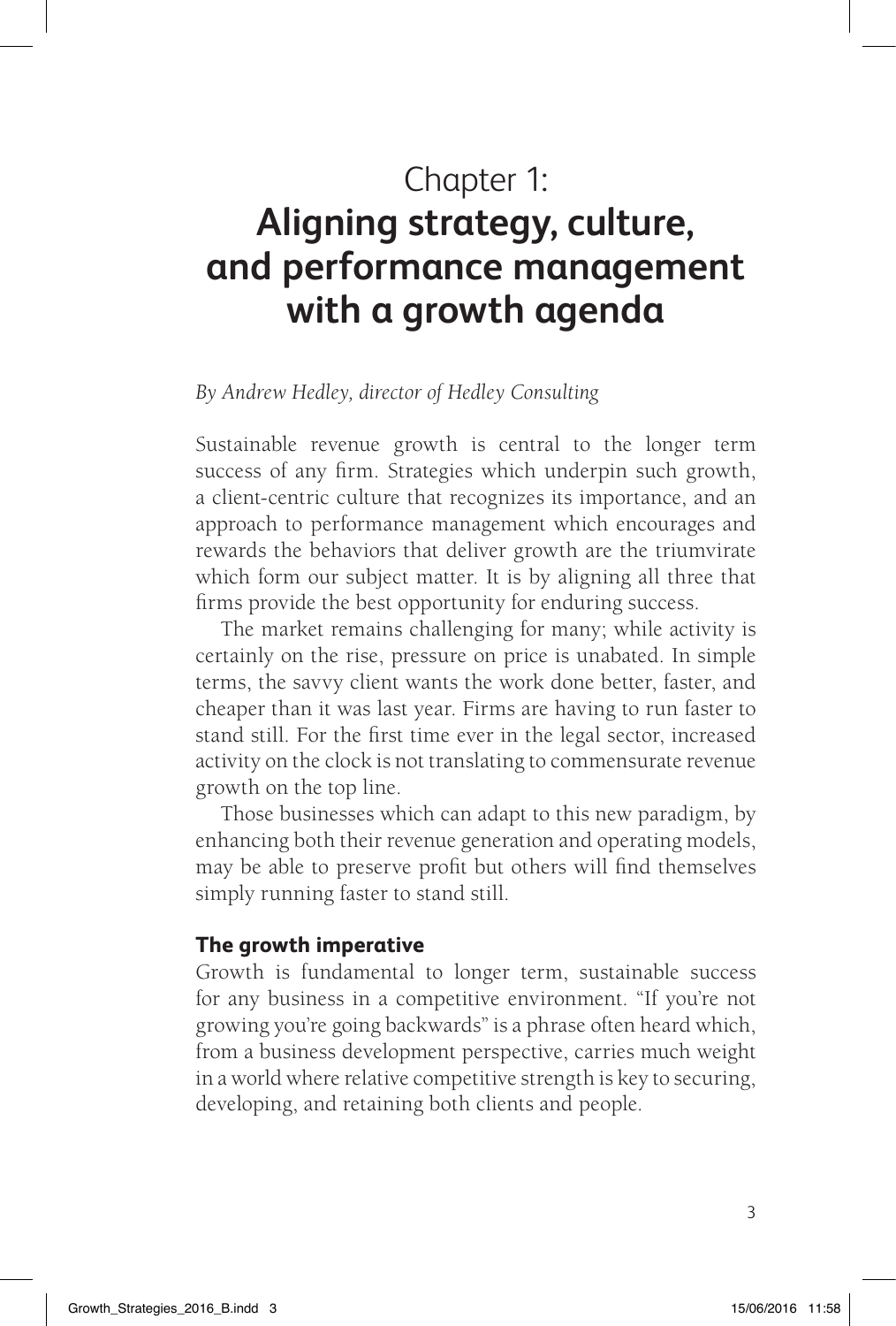# Chapter 1: **Aligning strategy, culture, and performance management with a growth agenda**

*By Andrew Hedley, director of Hedley Consulting*

Sustainable revenue growth is central to the longer term success of any firm. Strategies which underpin such growth, a client-centric culture that recognizes its importance, and an approach to performance management which encourages and rewards the behaviors that deliver growth are the triumvirate which form our subject matter. It is by aligning all three that firms provide the best opportunity for enduring success.

The market remains challenging for many; while activity is certainly on the rise, pressure on price is unabated. In simple terms, the savvy client wants the work done better, faster, and cheaper than it was last year. Firms are having to run faster to stand still. For the first time ever in the legal sector, increased activity on the clock is not translating to commensurate revenue growth on the top line.

Those businesses which can adapt to this new paradigm, by enhancing both their revenue generation and operating models, may be able to preserve profit but others will find themselves simply running faster to stand still.

## The growth imperative

Growth is fundamental to longer term, sustainable success for any business in a competitive environment. "If you're not growing you're going backwards" is a phrase often heard which, from a business development perspective, carries much weight in a world where relative competitive strength is key to securing, developing, and retaining both clients and people.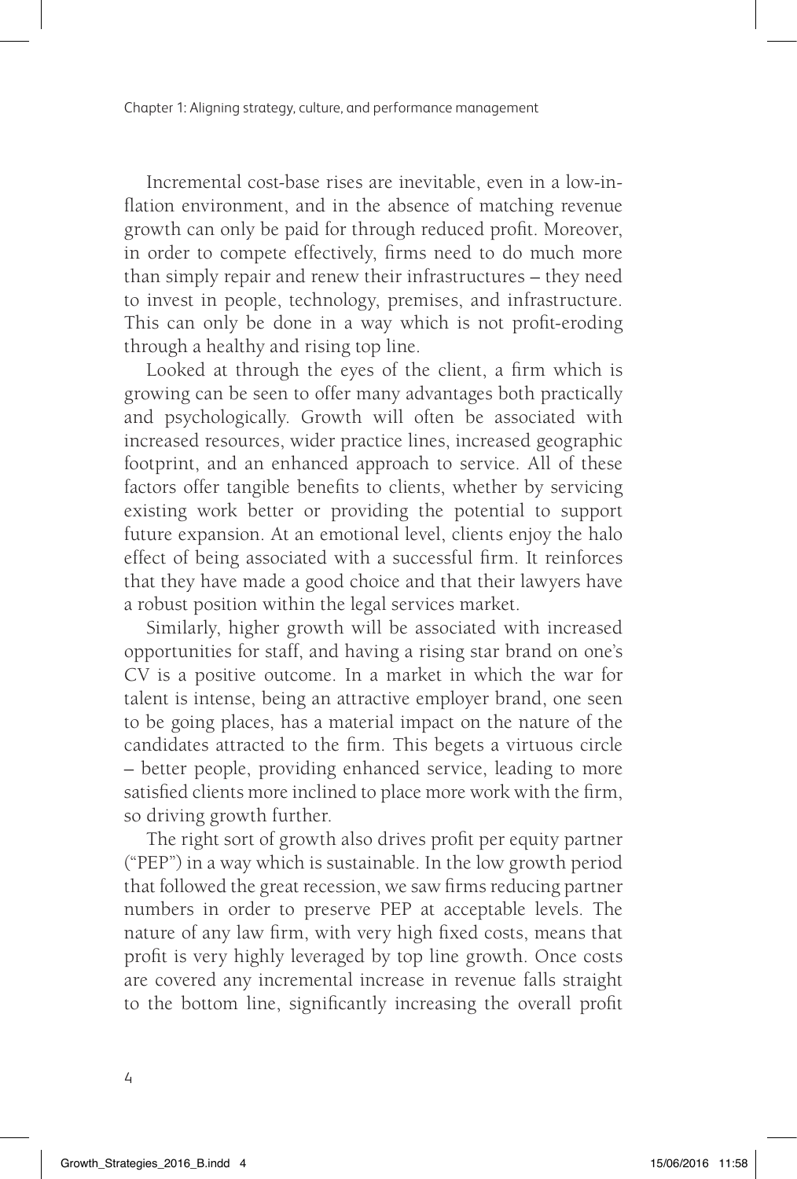Incremental cost-base rises are inevitable, even in a low-inflation environment, and in the absence of matching revenue growth can only be paid for through reduced profit. Moreover, in order to compete effectively, firms need to do much more than simply repair and renew their infrastructures – they need to invest in people, technology, premises, and infrastructure. This can only be done in a way which is not profit-eroding through a healthy and rising top line.

Looked at through the eyes of the client, a firm which is growing can be seen to offer many advantages both practically and psychologically. Growth will often be associated with increased resources, wider practice lines, increased geographic footprint, and an enhanced approach to service. All of these factors offer tangible benefits to clients, whether by servicing existing work better or providing the potential to support future expansion. At an emotional level, clients enjoy the halo effect of being associated with a successful firm. It reinforces that they have made a good choice and that their lawyers have a robust position within the legal services market.

Similarly, higher growth will be associated with increased opportunities for staff, and having a rising star brand on one's CV is a positive outcome. In a market in which the war for talent is intense, being an attractive employer brand, one seen to be going places, has a material impact on the nature of the candidates attracted to the firm. This begets a virtuous circle – better people, providing enhanced service, leading to more satisfied clients more inclined to place more work with the firm, so driving growth further.

The right sort of growth also drives profit per equity partner ("PEP") in a way which is sustainable. In the low growth period that followed the great recession, we saw firms reducing partner numbers in order to preserve PEP at acceptable levels. The nature of any law firm, with very high fixed costs, means that profit is very highly leveraged by top line growth. Once costs are covered any incremental increase in revenue falls straight to the bottom line, significantly increasing the overall profit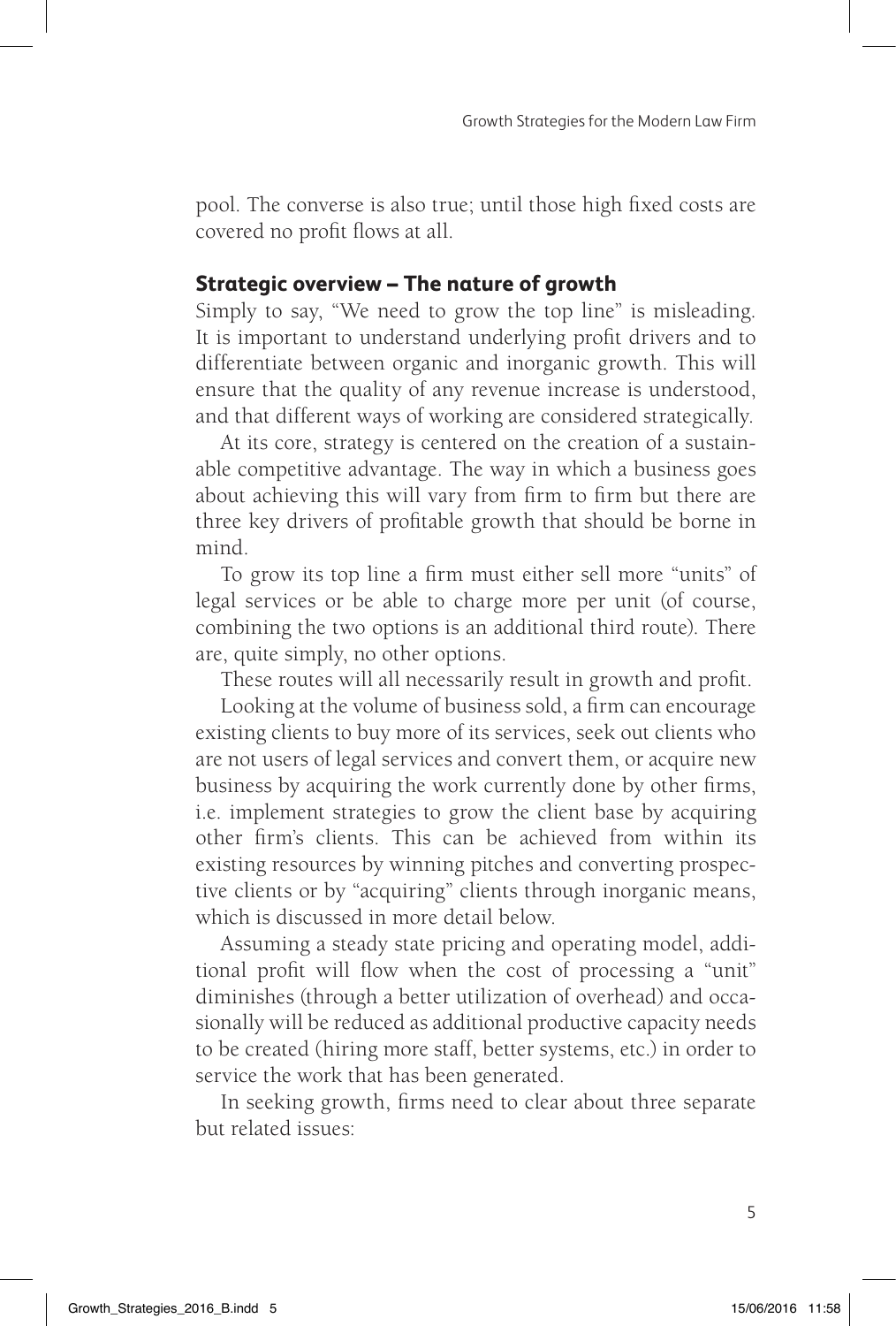pool. The converse is also true; until those high fixed costs are covered no profit flows at all.

## Strategic overview – The nature of growth

Simply to say, "We need to grow the top line" is misleading. It is important to understand underlying profit drivers and to differentiate between organic and inorganic growth. This will ensure that the quality of any revenue increase is understood, and that different ways of working are considered strategically.

At its core, strategy is centered on the creation of a sustainable competitive advantage. The way in which a business goes about achieving this will vary from firm to firm but there are three key drivers of profitable growth that should be borne in mind.

To grow its top line a firm must either sell more "units" of legal services or be able to charge more per unit (of course, combining the two options is an additional third route). There are, quite simply, no other options.

These routes will all necessarily result in growth and profit.

Looking at the volume of business sold, a firm can encourage existing clients to buy more of its services, seek out clients who are not users of legal services and convert them, or acquire new business by acquiring the work currently done by other firms, i.e. implement strategies to grow the client base by acquiring other firm's clients. This can be achieved from within its existing resources by winning pitches and converting prospective clients or by "acquiring" clients through inorganic means, which is discussed in more detail below.

Assuming a steady state pricing and operating model, additional profit will flow when the cost of processing a "unit" diminishes (through a better utilization of overhead) and occasionally will be reduced as additional productive capacity needs to be created (hiring more staff, better systems, etc.) in order to service the work that has been generated.

In seeking growth, firms need to clear about three separate but related issues: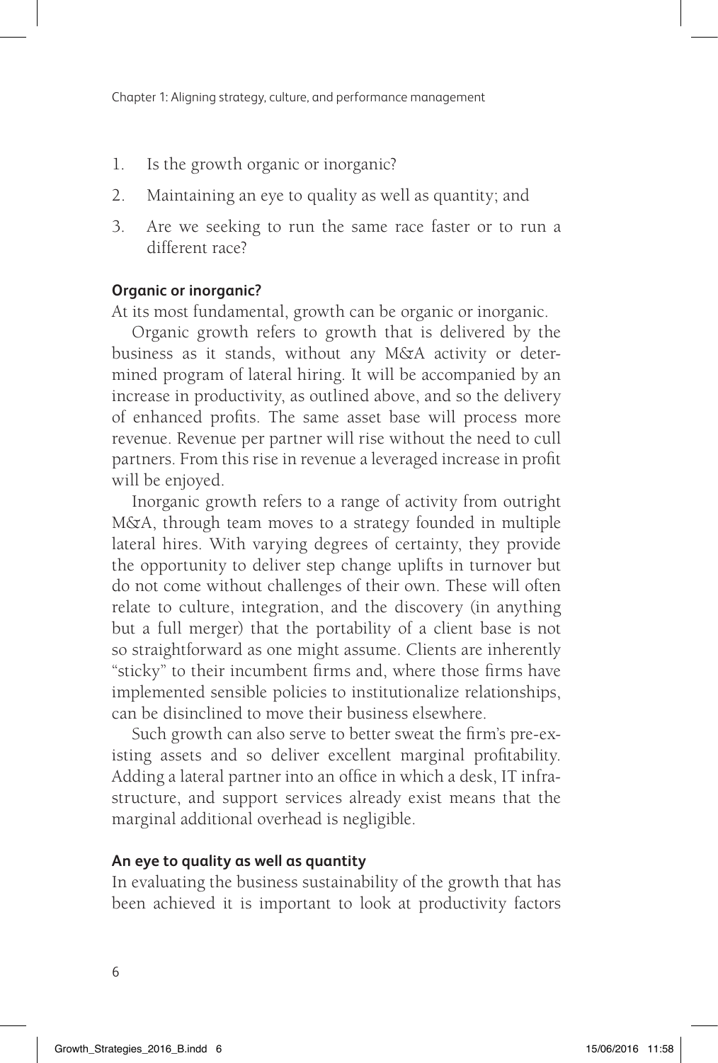1. Is the growth organic or inorganic?
2. Maintaining an eye to quality as well as quantity; and
3. Are we seeking to run the same race faster or to run a different race?

**Organic or inorganic?**

At its most fundamental, growth can be organic or inorganic.

Organic growth refers to growth that is delivered by the business as it stands, without any M&A activity or determined program of lateral hiring. It will be accompanied by an increase in productivity, as outlined above, and so the delivery of enhanced profits. The same asset base will process more revenue. Revenue per partner will rise without the need to cull partners. From this rise in revenue a leveraged increase in profit will be enjoyed.

Inorganic growth refers to a range of activity from outright M&A, through team moves to a strategy founded in multiple lateral hires. With varying degrees of certainty, they provide the opportunity to deliver step change uplifts in turnover but do not come without challenges of their own. These will often relate to culture, integration, and the discovery (in anything but a full merger) that the portability of a client base is not so straightforward as one might assume. Clients are inherently "sticky" to their incumbent firms and, where those firms have implemented sensible policies to institutionalize relationships, can be disinclined to move their business elsewhere.

Such growth can also serve to better sweat the firm's pre-existing assets and so deliver excellent marginal profitability. Adding a lateral partner into an office in which a desk, IT infrastructure, and support services already exist means that the marginal additional overhead is negligible.

**An eye to quality as well as quantity**

In evaluating the business sustainability of the growth that has been achieved it is important to look at productivity factors